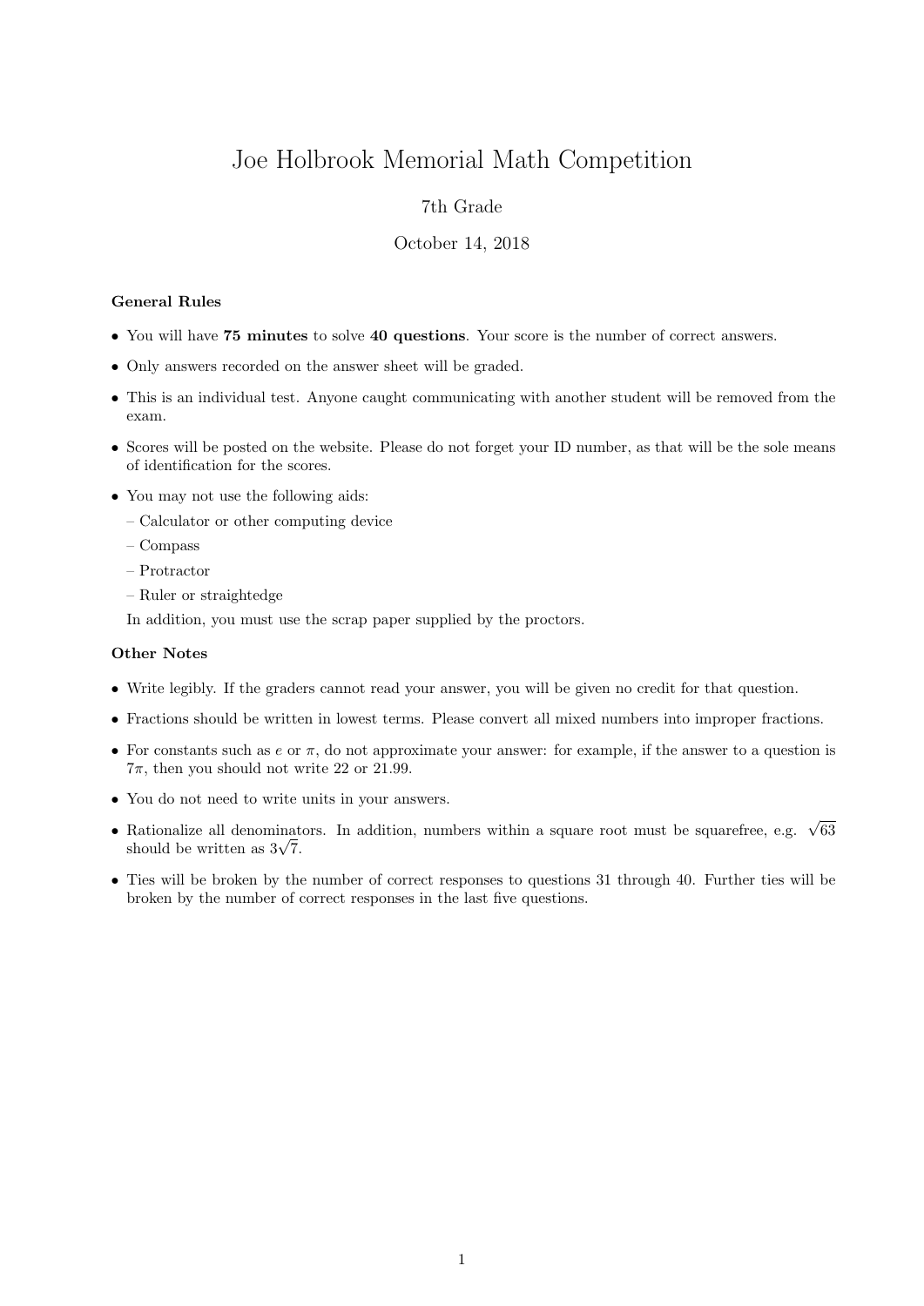# Joe Holbrook Memorial Math Competition

7th Grade

October 14, 2018

### General Rules

- You will have **75 minutes** to solve **40 questions**. Your score is the number of correct answers.
- Only answers recorded on the answer sheet will be graded.
- This is an individual test. Anyone caught communicating with another student will be removed from the exam.
- Scores will be posted on the website. Please do not forget your ID number, as that will be the sole means of identification for the scores.
- You may not use the following aids:
  - Calculator or other computing device
  - Compass
  - Protractor
  - Ruler or straightedge

  In addition, you must use the scrap paper supplied by the proctors.

### Other Notes

- Write legibly. If the graders cannot read your answer, you will be given no credit for that question.
- Fractions should be written in lowest terms. Please convert all mixed numbers into improper fractions.
- For constants such as $e$ or $\pi$, do not approximate your answer: for example, if the answer to a question is $7\pi$, then you should not write 22 or 21.99.
- You do not need to write units in your answers.
- Rationalize all denominators. In addition, numbers within a square root must be squarefree, e.g. $\sqrt{63}$ should be written as $3\sqrt{7}$.
- Ties will be broken by the number of correct responses to questions 31 through 40. Further ties will be broken by the number of correct responses in the last five questions.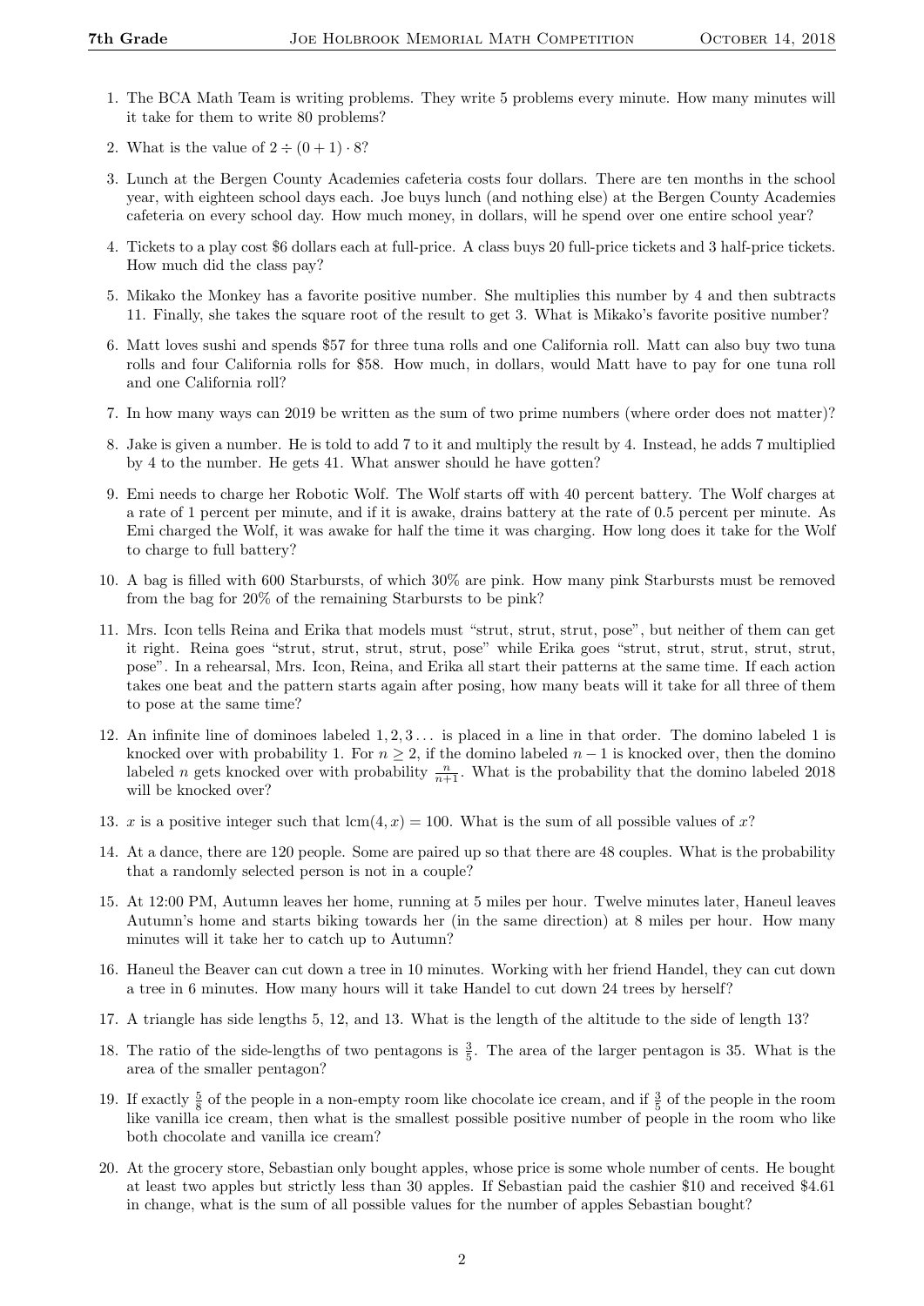1. The BCA Math Team is writing problems. They write 5 problems every minute. How many minutes will it take for them to write 80 problems?

2. What is the value of $2 \div (0 + 1) \cdot 8$?

3. Lunch at the Bergen County Academies cafeteria costs four dollars. There are ten months in the school year, with eighteen school days each. Joe buys lunch (and nothing else) at the Bergen County Academies cafeteria on every school day. How much money, in dollars, will he spend over one entire school year?

4. Tickets to a play cost \$6 dollars each at full-price. A class buys 20 full-price tickets and 3 half-price tickets. How much did the class pay?

5. Mikako the Monkey has a favorite positive number. She multiplies this number by 4 and then subtracts 11. Finally, she takes the square root of the result to get 3. What is Mikako's favorite positive number?

6. Matt loves sushi and spends \$57 for three tuna rolls and one California roll. Matt can also buy two tuna rolls and four California rolls for \$58. How much, in dollars, would Matt have to pay for one tuna roll and one California roll?

7. In how many ways can 2019 be written as the sum of two prime numbers (where order does not matter)?

8. Jake is given a number. He is told to add 7 to it and multiply the result by 4. Instead, he adds 7 multiplied by 4 to the number. He gets 41. What answer should he have gotten?

9. Emi needs to charge her Robotic Wolf. The Wolf starts off with 40 percent battery. The Wolf charges at a rate of 1 percent per minute, and if it is awake, drains battery at the rate of 0.5 percent per minute. As Emi charged the Wolf, it was awake for half the time it was charging. How long does it take for the Wolf to charge to full battery?

10. A bag is filled with 600 Starbursts, of which 30% are pink. How many pink Starbursts must be removed from the bag for 20% of the remaining Starbursts to be pink?

11. Mrs. Icon tells Reina and Erika that models must "strut, strut, strut, pose", but neither of them can get it right. Reina goes "strut, strut, strut, strut, pose" while Erika goes "strut, strut, strut, strut, strut, pose". In a rehearsal, Mrs. Icon, Reina, and Erika all start their patterns at the same time. If each action takes one beat and the pattern starts again after posing, how many beats will it take for all three of them to pose at the same time?

12. An infinite line of dominoes labeled $1, 2, 3\ldots$ is placed in a line in that order. The domino labeled 1 is knocked over with probability 1. For $n \geq 2$, if the domino labeled $n - 1$ is knocked over, then the domino labeled $n$ gets knocked over with probability $\frac{n}{n+1}$. What is the probability that the domino labeled 2018 will be knocked over?

13. $x$ is a positive integer such that $\text{lcm}(4, x) = 100$. What is the sum of all possible values of $x$?

14. At a dance, there are 120 people. Some are paired up so that there are 48 couples. What is the probability that a randomly selected person is not in a couple?

15. At 12:00 PM, Autumn leaves her home, running at 5 miles per hour. Twelve minutes later, Haneul leaves Autumn's home and starts biking towards her (in the same direction) at 8 miles per hour. How many minutes will it take her to catch up to Autumn?

16. Haneul the Beaver can cut down a tree in 10 minutes. Working with her friend Handel, they can cut down a tree in 6 minutes. How many hours will it take Handel to cut down 24 trees by herself?

17. A triangle has side lengths 5, 12, and 13. What is the length of the altitude to the side of length 13?

18. The ratio of the side-lengths of two pentagons is $\frac{3}{5}$. The area of the larger pentagon is 35. What is the area of the smaller pentagon?

19. If exactly $\frac{5}{8}$ of the people in a non-empty room like chocolate ice cream, and if $\frac{3}{5}$ of the people in the room like vanilla ice cream, then what is the smallest possible positive number of people in the room who like both chocolate and vanilla ice cream?

20. At the grocery store, Sebastian only bought apples, whose price is some whole number of cents. He bought at least two apples but strictly less than 30 apples. If Sebastian paid the cashier \$10 and received \$4.61 in change, what is the sum of all possible values for the number of apples Sebastian bought?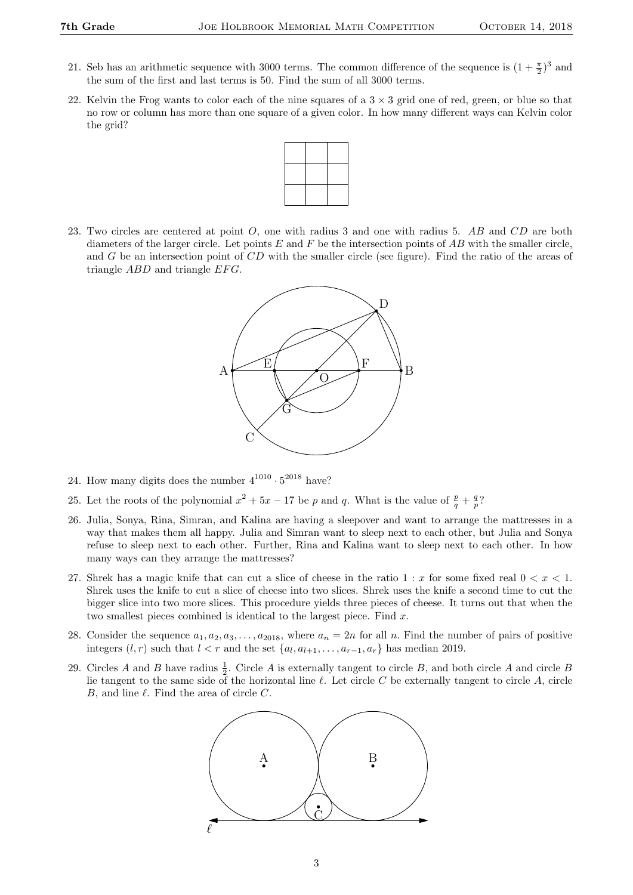21. Seb has an arithmetic sequence with 3000 terms. The common difference of the sequence is $(1 + \frac{\pi}{2})^3$ and the sum of the first and last terms is 50. Find the sum of all 3000 terms.

22. Kelvin the Frog wants to color each of the nine squares of a $3 \times 3$ grid one of red, green, or blue so that no row or column has more than one square of a given color. In how many different ways can Kelvin color the grid?

23. Two circles are centered at point $O$, one with radius 3 and one with radius 5. $AB$ and $CD$ are both diameters of the larger circle. Let points $E$ and $F$ be the intersection points of $AB$ with the smaller circle, and $G$ be an intersection point of $CD$ with the smaller circle (see figure). Find the ratio of the areas of triangle $ABD$ and triangle $EFG$.

24. How many digits does the number $4^{1010} \cdot 5^{2018}$ have?

25. Let the roots of the polynomial $x^2 + 5x - 17$ be $p$ and $q$. What is the value of $\frac{p}{q} + \frac{q}{p}$?

26. Julia, Sonya, Rina, Simran, and Kalina are having a sleepover and want to arrange the mattresses in a way that makes them all happy. Julia and Simran want to sleep next to each other, but Julia and Sonya refuse to sleep next to each other. Further, Rina and Kalina want to sleep next to each other. In how many ways can they arrange the mattresses?

27. Shrek has a magic knife that can cut a slice of cheese in the ratio $1 : x$ for some fixed real $0 < x < 1$. Shrek uses the knife to cut a slice of cheese into two slices. Shrek uses the knife a second time to cut the bigger slice into two more slices. This procedure yields three pieces of cheese. It turns out that when the two smallest pieces combined is identical to the largest piece. Find $x$.

28. Consider the sequence $a_1, a_2, a_3, \ldots, a_{2018}$, where $a_n = 2n$ for all $n$. Find the number of pairs of positive integers $(l, r)$ such that $l < r$ and the set $\{a_l, a_{l+1}, \ldots, a_{r-1}, a_r\}$ has median 2019.

29. Circles $A$ and $B$ have radius $\frac{1}{2}$. Circle $A$ is externally tangent to circle $B$, and both circle $A$ and circle $B$ lie tangent to the same side of the horizontal line $\ell$. Let circle $C$ be externally tangent to circle $A$, circle $B$, and line $\ell$. Find the area of circle $C$.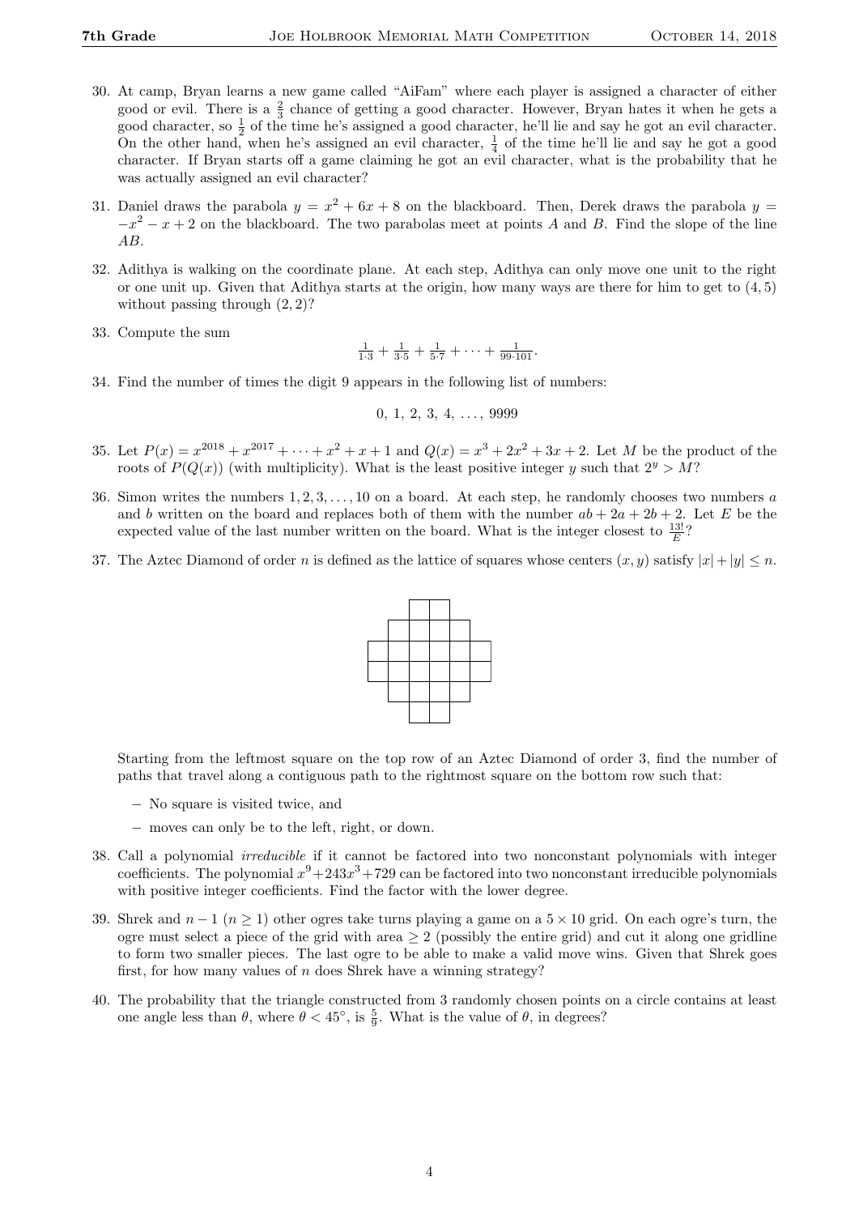30. At camp, Bryan learns a new game called "AiFam" where each player is assigned a character of either good or evil. There is a $\frac{2}{3}$ chance of getting a good character. However, Bryan hates it when he gets a good character, so $\frac{1}{2}$ of the time he's assigned a good character, he'll lie and say he got an evil character. On the other hand, when he's assigned an evil character, $\frac{1}{4}$ of the time he'll lie and say he got a good character. If Bryan starts off a game claiming he got an evil character, what is the probability that he was actually assigned an evil character?

31. Daniel draws the parabola $y = x^2 + 6x + 8$ on the blackboard. Then, Derek draws the parabola $y = -x^2 - x + 2$ on the blackboard. The two parabolas meet at points $A$ and $B$. Find the slope of the line $AB$.

32. Adithya is walking on the coordinate plane. At each step, Adithya can only move one unit to the right or one unit up. Given that Adithya starts at the origin, how many ways are there for him to get to $(4, 5)$ without passing through $(2, 2)$?

33. Compute the sum
$$\tfrac{1}{1\cdot 3} + \tfrac{1}{3\cdot 5} + \tfrac{1}{5\cdot 7} + \cdots + \tfrac{1}{99\cdot 101}.$$

34. Find the number of times the digit 9 appears in the following list of numbers:
$$0,\ 1,\ 2,\ 3,\ 4,\ \ldots,\ 9999$$

35. Let $P(x) = x^{2018} + x^{2017} + \cdots + x^2 + x + 1$ and $Q(x) = x^3 + 2x^2 + 3x + 2$. Let $M$ be the product of the roots of $P(Q(x))$ (with multiplicity). What is the least positive integer $y$ such that $2^y > M$?

36. Simon writes the numbers $1, 2, 3, \ldots, 10$ on a board. At each step, he randomly chooses two numbers $a$ and $b$ written on the board and replaces both of them with the number $ab + 2a + 2b + 2$. Let $E$ be the expected value of the last number written on the board. What is the integer closest to $\frac{13!}{E}$?

37. The Aztec Diamond of order $n$ is defined as the lattice of squares whose centers $(x, y)$ satisfy $|x| + |y| \leq n$.

    Starting from the leftmost square on the top row of an Aztec Diamond of order 3, find the number of paths that travel along a contiguous path to the rightmost square on the bottom row such that:

    - No square is visited twice, and
    - moves can only be to the left, right, or down.

38. Call a polynomial *irreducible* if it cannot be factored into two nonconstant polynomials with integer coefficients. The polynomial $x^9 + 243x^3 + 729$ can be factored into two nonconstant irreducible polynomials with positive integer coefficients. Find the factor with the lower degree.

39. Shrek and $n - 1$ ($n \geq 1$) other ogres take turns playing a game on a $5 \times 10$ grid. On each ogre's turn, the ogre must select a piece of the grid with area $\geq 2$ (possibly the entire grid) and cut it along one gridline to form two smaller pieces. The last ogre to be able to make a valid move wins. Given that Shrek goes first, for how many values of $n$ does Shrek have a winning strategy?

40. The probability that the triangle constructed from 3 randomly chosen points on a circle contains at least one angle less than $\theta$, where $\theta < 45^\circ$, is $\frac{5}{9}$. What is the value of $\theta$, in degrees?